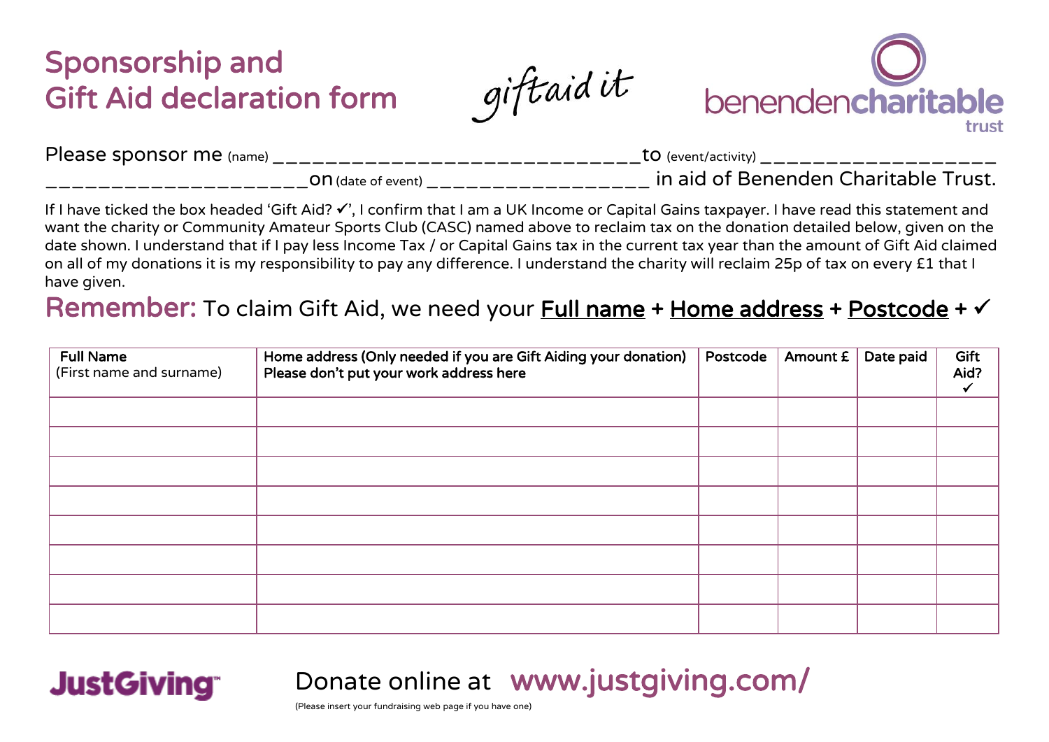# Sponsorship and Gift Aid declaration form

giftaid it

benendencharitable trust

Please sponsor me (name) ______________________________ to (event/activity) ____________________ ____________________ on (date of event) __________________ in aid of Benenden Charitable Trust.

If I have ticked the box headed 'Gift Aid? ✓', I confirm that I am a UK Income or Capital Gains taxpayer. I have read this statement and want the charity or Community Amateur Sports Club (CASC) named above to reclaim tax on the donation detailed below, given on the date shown. I understand that if I pay less Income Tax / or Capital Gains tax in the current tax year than the amount of Gift Aid claimed on all of my donations it is my responsibility to pay any difference. I understand the charity will reclaim 25p of tax on every £1 that I have given.

## Remember: To claim Gift Aid, we need your Full name + Home address + Postcode + ✓

| **Full Name** (First name and surname) | **Home address (Only needed if you are Gift Aiding your donation) Please don't put your work address here** | **Postcode** | **Amount £** | **Date paid** | **Gift Aid? ✓** |
| --- | --- | --- | --- | --- | --- |
| | | | | | |
| | | | | | |
| | | | | | |
| | | | | | |
| | | | | | |
| | | | | | |
| | | | | | |
| | | | | | |

JustGiving™

Donate online at **www.justgiving.com/**

(Please insert your fundraising web page if you have one)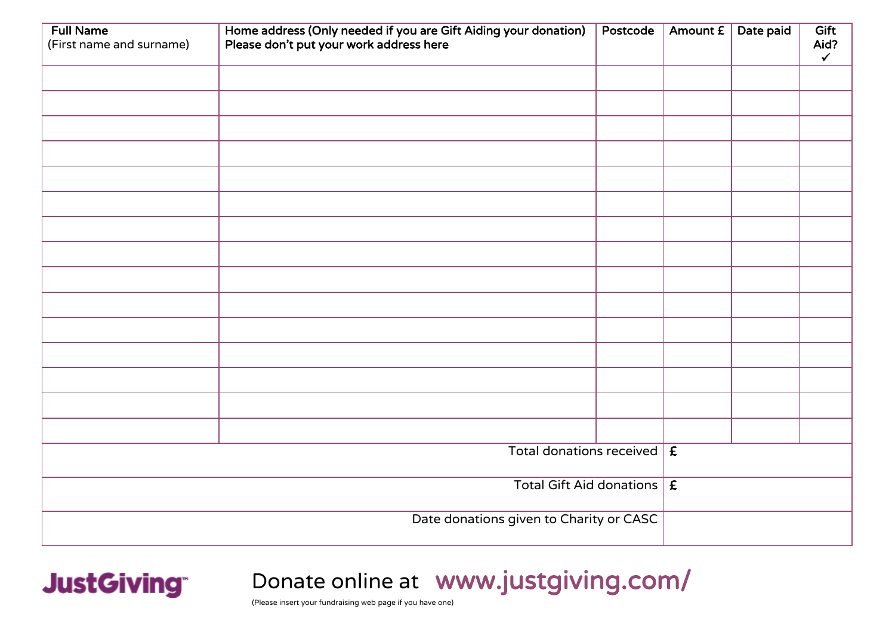| **Full Name** (First name and surname) | **Home address (Only needed if you are Gift Aiding your donation) Please don't put your work address here** | **Postcode** | **Amount £** | **Date paid** | **Gift Aid?** ✓ |
|---|---|---|---|---|---|
| | | | | | |
| | | | | | |
| | | | | | |
| | | | | | |
| | | | | | |
| | | | | | |
| | | | | | |
| | | | | | |
| | | | | | |
| | | | | | |
| | | | | | |
| | | | | | |
| | | | | | |
| | | | | | |
| | | | | | |
| | | Total donations received | **£** | | |
| | | Total Gift Aid donations | **£** | | |
| | | Date donations given to Charity or CASC | | | |

JustGiving™

Donate online at **www.justgiving.com/**

(Please insert your fundraising web page if you have one)